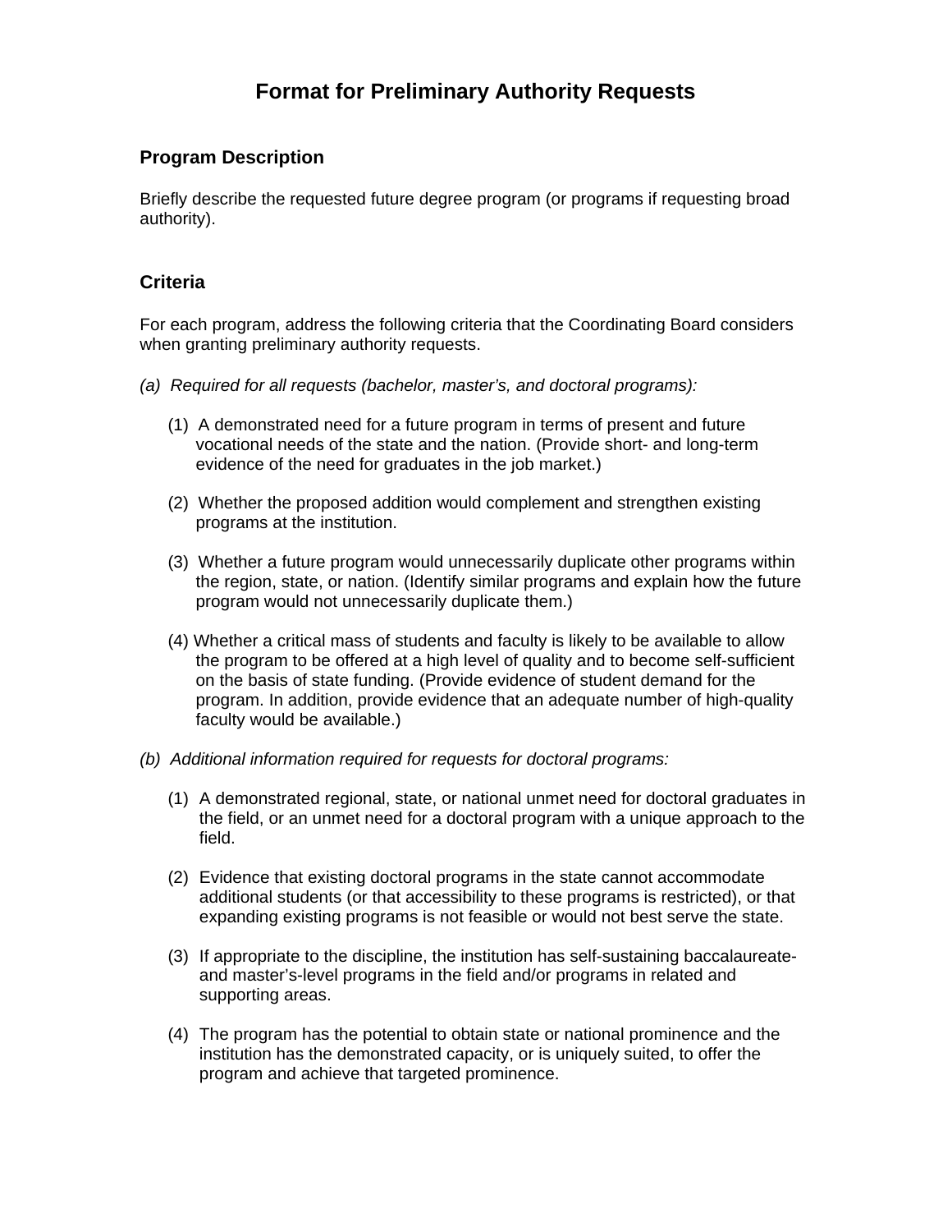# Format for Preliminary Authority Requests

## Program Description

Briefly describe the requested future degree program (or programs if requesting broad authority).

## Criteria

For each program, address the following criteria that the Coordinating Board considers when granting preliminary authority requests.

*(a) Required for all requests (bachelor, master's, and doctoral programs):*

(1) A demonstrated need for a future program in terms of present and future vocational needs of the state and the nation. (Provide short- and long-term evidence of the need for graduates in the job market.)

(2) Whether the proposed addition would complement and strengthen existing programs at the institution.

(3) Whether a future program would unnecessarily duplicate other programs within the region, state, or nation. (Identify similar programs and explain how the future program would not unnecessarily duplicate them.)

(4) Whether a critical mass of students and faculty is likely to be available to allow the program to be offered at a high level of quality and to become self-sufficient on the basis of state funding. (Provide evidence of student demand for the program. In addition, provide evidence that an adequate number of high-quality faculty would be available.)

*(b) Additional information required for requests for doctoral programs:*

(1) A demonstrated regional, state, or national unmet need for doctoral graduates in the field, or an unmet need for a doctoral program with a unique approach to the field.

(2) Evidence that existing doctoral programs in the state cannot accommodate additional students (or that accessibility to these programs is restricted), or that expanding existing programs is not feasible or would not best serve the state.

(3) If appropriate to the discipline, the institution has self-sustaining baccalaureate- and master's-level programs in the field and/or programs in related and supporting areas.

(4) The program has the potential to obtain state or national prominence and the institution has the demonstrated capacity, or is uniquely suited, to offer the program and achieve that targeted prominence.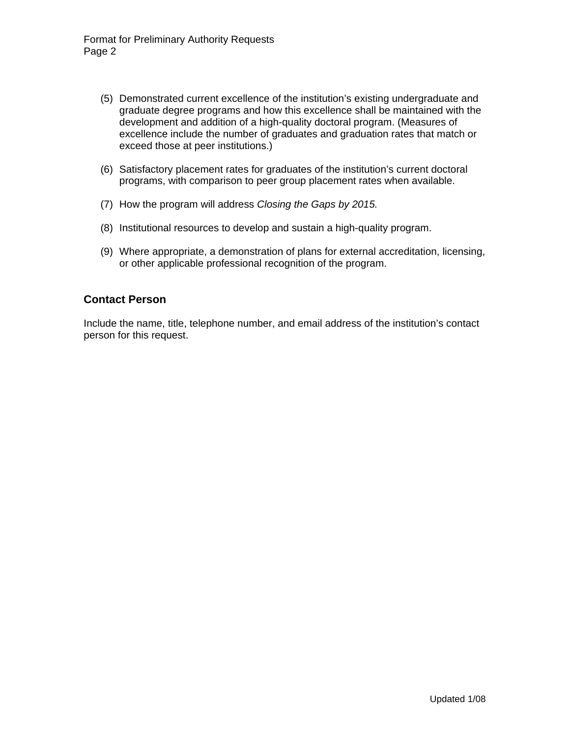(5) Demonstrated current excellence of the institution's existing undergraduate and graduate degree programs and how this excellence shall be maintained with the development and addition of a high-quality doctoral program. (Measures of excellence include the number of graduates and graduation rates that match or exceed those at peer institutions.)

(6) Satisfactory placement rates for graduates of the institution's current doctoral programs, with comparison to peer group placement rates when available.

(7) How the program will address *Closing the Gaps by 2015.*

(8) Institutional resources to develop and sustain a high-quality program.

(9) Where appropriate, a demonstration of plans for external accreditation, licensing, or other applicable professional recognition of the program.

### Contact Person

Include the name, title, telephone number, and email address of the institution's contact person for this request.

Updated 1/08